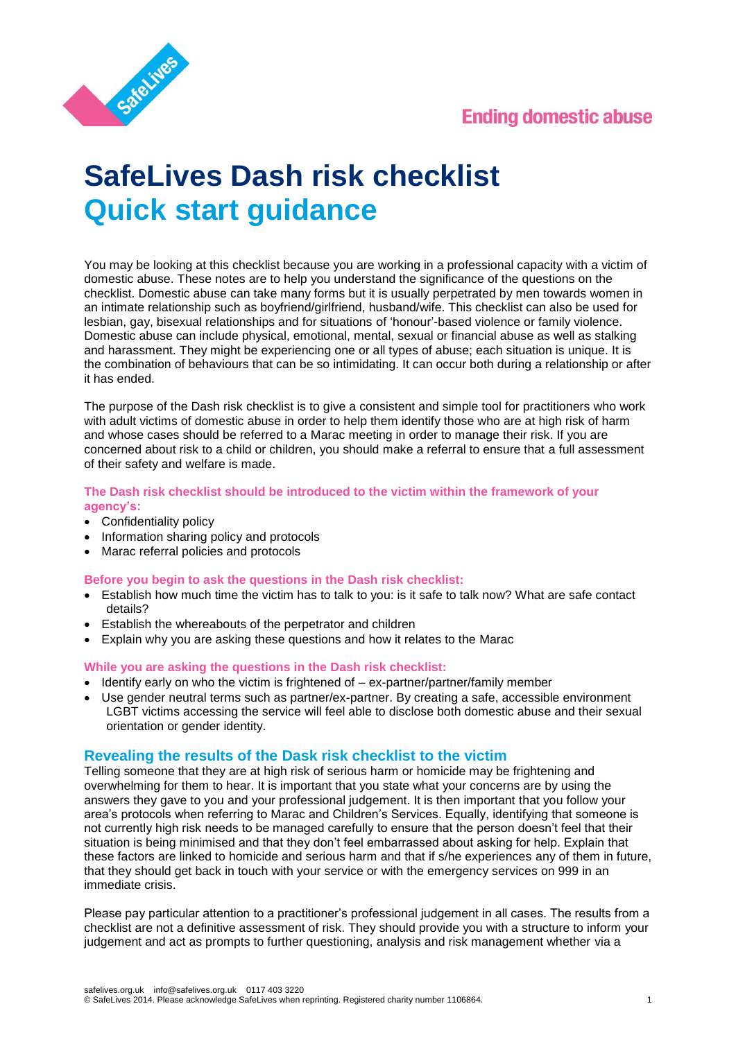Ending domestic abuse

# SafeLives Dash risk checklist
## Quick start guidance

You may be looking at this checklist because you are working in a professional capacity with a victim of domestic abuse. These notes are to help you understand the significance of the questions on the checklist. Domestic abuse can take many forms but it is usually perpetrated by men towards women in an intimate relationship such as boyfriend/girlfriend, husband/wife. This checklist can also be used for lesbian, gay, bisexual relationships and for situations of 'honour'-based violence or family violence. Domestic abuse can include physical, emotional, mental, sexual or financial abuse as well as stalking and harassment. They might be experiencing one or all types of abuse; each situation is unique. It is the combination of behaviours that can be so intimidating. It can occur both during a relationship or after it has ended.

The purpose of the Dash risk checklist is to give a consistent and simple tool for practitioners who work with adult victims of domestic abuse in order to help them identify those who are at high risk of harm and whose cases should be referred to a Marac meeting in order to manage their risk. If you are concerned about risk to a child or children, you should make a referral to ensure that a full assessment of their safety and welfare is made.

**The Dash risk checklist should be introduced to the victim within the framework of your agency's:**

- Confidentiality policy
- Information sharing policy and protocols
- Marac referral policies and protocols

**Before you begin to ask the questions in the Dash risk checklist:**

- Establish how much time the victim has to talk to you: is it safe to talk now? What are safe contact details?
- Establish the whereabouts of the perpetrator and children
- Explain why you are asking these questions and how it relates to the Marac

**While you are asking the questions in the Dash risk checklist:**

- Identify early on who the victim is frightened of – ex-partner/partner/family member
- Use gender neutral terms such as partner/ex-partner. By creating a safe, accessible environment LGBT victims accessing the service will feel able to disclose both domestic abuse and their sexual orientation or gender identity.

### Revealing the results of the Dask risk checklist to the victim

Telling someone that they are at high risk of serious harm or homicide may be frightening and overwhelming for them to hear. It is important that you state what your concerns are by using the answers they gave to you and your professional judgement. It is then important that you follow your area's protocols when referring to Marac and Children's Services. Equally, identifying that someone is not currently high risk needs to be managed carefully to ensure that the person doesn't feel that their situation is being minimised and that they don't feel embarrassed about asking for help. Explain that these factors are linked to homicide and serious harm and that if s/he experiences any of them in future, that they should get back in touch with your service or with the emergency services on 999 in an immediate crisis.

Please pay particular attention to a practitioner's professional judgement in all cases. The results from a checklist are not a definitive assessment of risk. They should provide you with a structure to inform your judgement and act as prompts to further questioning, analysis and risk management whether via a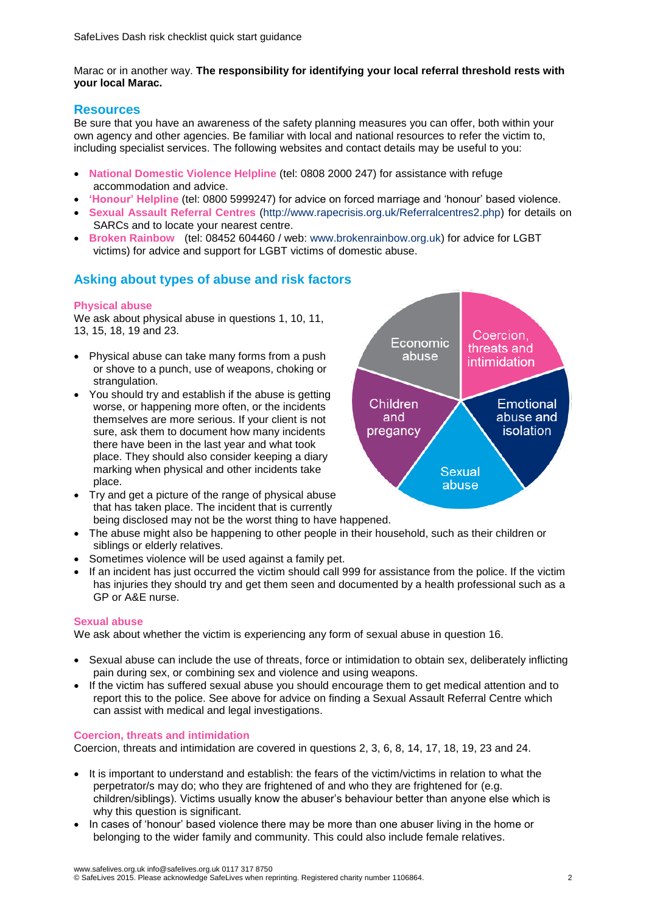Marac or in another way. **The responsibility for identifying your local referral threshold rests with your local Marac.**

## Resources

Be sure that you have an awareness of the safety planning measures you can offer, both within your own agency and other agencies. Be familiar with local and national resources to refer the victim to, including specialist services. The following websites and contact details may be useful to you:

- **National Domestic Violence Helpline** (tel: 0808 2000 247) for assistance with refuge accommodation and advice.
- **'Honour' Helpline** (tel: 0800 5999247) for advice on forced marriage and 'honour' based violence.
- **Sexual Assault Referral Centres** (http://www.rapecrisis.org.uk/Referralcentres2.php) for details on SARCs and to locate your nearest centre.
- **Broken Rainbow** (tel: 08452 604460 / web: www.brokenrainbow.org.uk) for advice for LGBT victims) for advice and support for LGBT victims of domestic abuse.

## Asking about types of abuse and risk factors

Economic abuse | Coercion, threats and intimidation | Emotional abuse and isolation | Sexual abuse | Children and pregancy

### Physical abuse

We ask about physical abuse in questions 1, 10, 11, 13, 15, 18, 19 and 23.

- Physical abuse can take many forms from a push or shove to a punch, use of weapons, choking or strangulation.
- You should try and establish if the abuse is getting worse, or happening more often, or the incidents themselves are more serious. If your client is not sure, ask them to document how many incidents there have been in the last year and what took place. They should also consider keeping a diary marking when physical and other incidents take place.
- Try and get a picture of the range of physical abuse that has taken place. The incident that is currently being disclosed may not be the worst thing to have happened.
- The abuse might also be happening to other people in their household, such as their children or siblings or elderly relatives.
- Sometimes violence will be used against a family pet.
- If an incident has just occurred the victim should call 999 for assistance from the police. If the victim has injuries they should try and get them seen and documented by a health professional such as a GP or A&E nurse.

### Sexual abuse

We ask about whether the victim is experiencing any form of sexual abuse in question 16.

- Sexual abuse can include the use of threats, force or intimidation to obtain sex, deliberately inflicting pain during sex, or combining sex and violence and using weapons.
- If the victim has suffered sexual abuse you should encourage them to get medical attention and to report this to the police. See above for advice on finding a Sexual Assault Referral Centre which can assist with medical and legal investigations.

### Coercion, threats and intimidation

Coercion, threats and intimidation are covered in questions 2, 3, 6, 8, 14, 17, 18, 19, 23 and 24.

- It is important to understand and establish: the fears of the victim/victims in relation to what the perpetrator/s may do; who they are frightened of and who they are frightened for (e.g. children/siblings). Victims usually know the abuser's behaviour better than anyone else which is why this question is significant.
- In cases of 'honour' based violence there may be more than one abuser living in the home or belonging to the wider family and community. This could also include female relatives.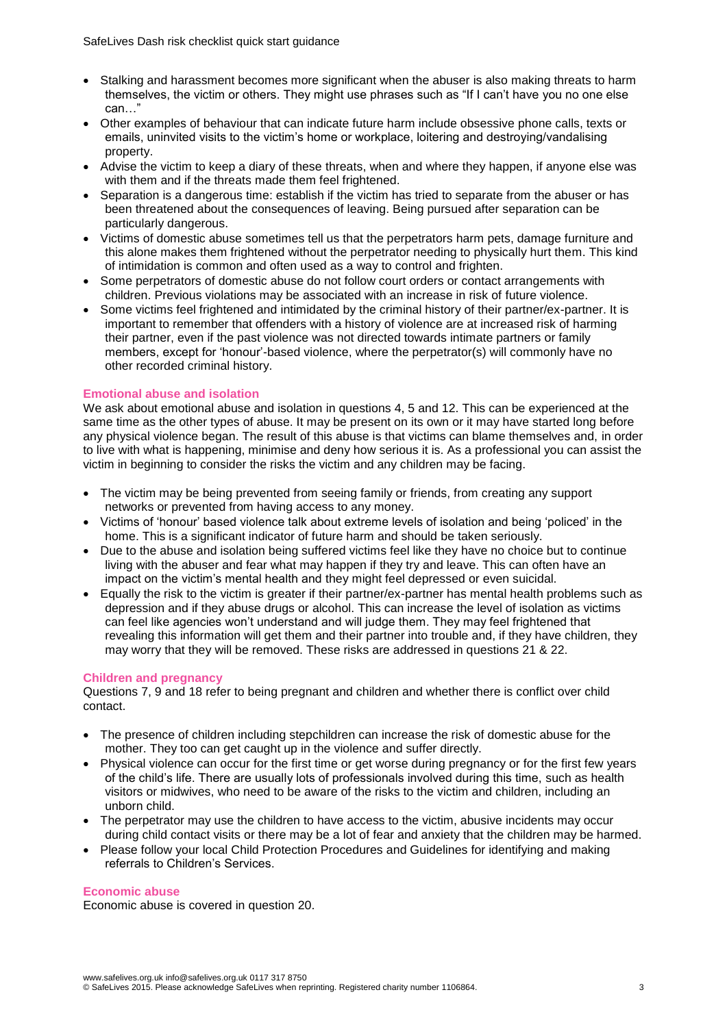- Stalking and harassment becomes more significant when the abuser is also making threats to harm themselves, the victim or others. They might use phrases such as "If I can't have you no one else can…"
- Other examples of behaviour that can indicate future harm include obsessive phone calls, texts or emails, uninvited visits to the victim's home or workplace, loitering and destroying/vandalising property.
- Advise the victim to keep a diary of these threats, when and where they happen, if anyone else was with them and if the threats made them feel frightened.
- Separation is a dangerous time: establish if the victim has tried to separate from the abuser or has been threatened about the consequences of leaving. Being pursued after separation can be particularly dangerous.
- Victims of domestic abuse sometimes tell us that the perpetrators harm pets, damage furniture and this alone makes them frightened without the perpetrator needing to physically hurt them. This kind of intimidation is common and often used as a way to control and frighten.
- Some perpetrators of domestic abuse do not follow court orders or contact arrangements with children. Previous violations may be associated with an increase in risk of future violence.
- Some victims feel frightened and intimidated by the criminal history of their partner/ex-partner. It is important to remember that offenders with a history of violence are at increased risk of harming their partner, even if the past violence was not directed towards intimate partners or family members, except for 'honour'-based violence, where the perpetrator(s) will commonly have no other recorded criminal history.

### Emotional abuse and isolation

We ask about emotional abuse and isolation in questions 4, 5 and 12. This can be experienced at the same time as the other types of abuse. It may be present on its own or it may have started long before any physical violence began. The result of this abuse is that victims can blame themselves and, in order to live with what is happening, minimise and deny how serious it is. As a professional you can assist the victim in beginning to consider the risks the victim and any children may be facing.

- The victim may be being prevented from seeing family or friends, from creating any support networks or prevented from having access to any money.
- Victims of 'honour' based violence talk about extreme levels of isolation and being 'policed' in the home. This is a significant indicator of future harm and should be taken seriously.
- Due to the abuse and isolation being suffered victims feel like they have no choice but to continue living with the abuser and fear what may happen if they try and leave. This can often have an impact on the victim's mental health and they might feel depressed or even suicidal.
- Equally the risk to the victim is greater if their partner/ex-partner has mental health problems such as depression and if they abuse drugs or alcohol. This can increase the level of isolation as victims can feel like agencies won't understand and will judge them. They may feel frightened that revealing this information will get them and their partner into trouble and, if they have children, they may worry that they will be removed. These risks are addressed in questions 21 & 22.

### Children and pregnancy

Questions 7, 9 and 18 refer to being pregnant and children and whether there is conflict over child contact.

- The presence of children including stepchildren can increase the risk of domestic abuse for the mother. They too can get caught up in the violence and suffer directly.
- Physical violence can occur for the first time or get worse during pregnancy or for the first few years of the child's life. There are usually lots of professionals involved during this time, such as health visitors or midwives, who need to be aware of the risks to the victim and children, including an unborn child.
- The perpetrator may use the children to have access to the victim, abusive incidents may occur during child contact visits or there may be a lot of fear and anxiety that the children may be harmed.
- Please follow your local Child Protection Procedures and Guidelines for identifying and making referrals to Children's Services.

### Economic abuse

Economic abuse is covered in question 20.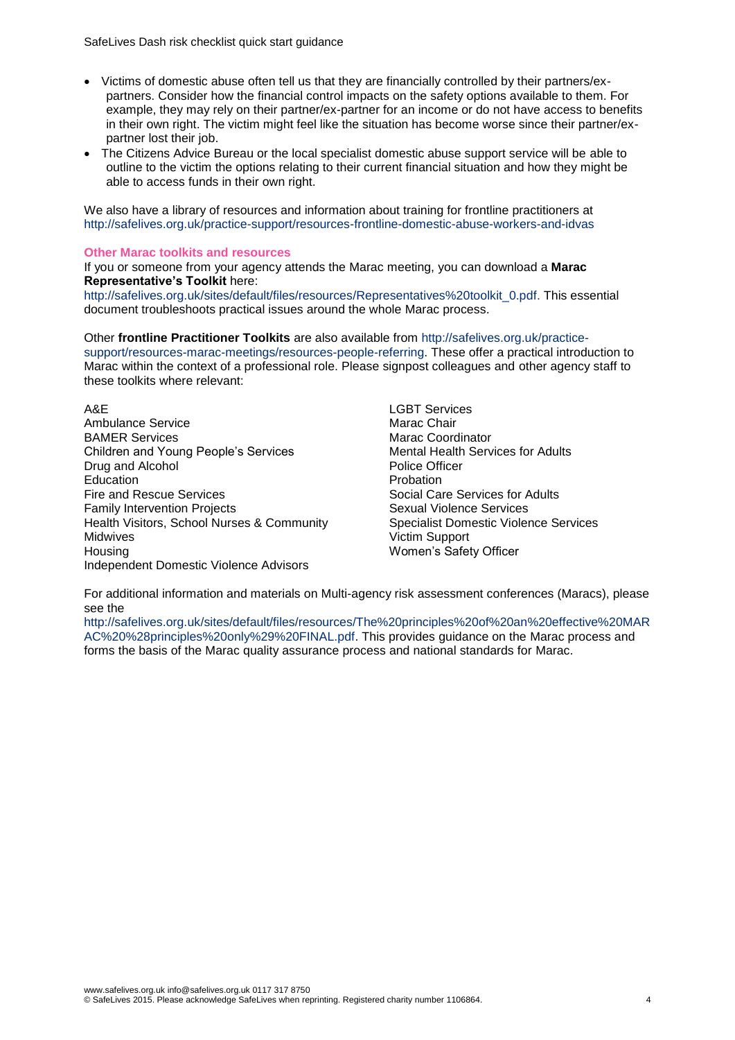- Victims of domestic abuse often tell us that they are financially controlled by their partners/ex-partners. Consider how the financial control impacts on the safety options available to them. For example, they may rely on their partner/ex-partner for an income or do not have access to benefits in their own right. The victim might feel like the situation has become worse since their partner/ex-partner lost their job.
- The Citizens Advice Bureau or the local specialist domestic abuse support service will be able to outline to the victim the options relating to their current financial situation and how they might be able to access funds in their own right.

We also have a library of resources and information about training for frontline practitioners at http://safelives.org.uk/practice-support/resources-frontline-domestic-abuse-workers-and-idvas

### Other Marac toolkits and resources

If you or someone from your agency attends the Marac meeting, you can download a **Marac Representative's Toolkit** here: http://safelives.org.uk/sites/default/files/resources/Representatives%20toolkit_0.pdf. This essential document troubleshoots practical issues around the whole Marac process.

Other **frontline Practitioner Toolkits** are also available from http://safelives.org.uk/practice-support/resources-marac-meetings/resources-people-referring. These offer a practical introduction to Marac within the context of a professional role. Please signpost colleagues and other agency staff to these toolkits where relevant:

A&E
Ambulance Service
BAMER Services
Children and Young People's Services
Drug and Alcohol
Education
Fire and Rescue Services
Family Intervention Projects
Health Visitors, School Nurses & Community Midwives
Housing
Independent Domestic Violence Advisors
LGBT Services
Marac Chair
Marac Coordinator
Mental Health Services for Adults
Police Officer
Probation
Social Care Services for Adults
Sexual Violence Services
Specialist Domestic Violence Services
Victim Support
Women's Safety Officer

For additional information and materials on Multi-agency risk assessment conferences (Maracs), please see the http://safelives.org.uk/sites/default/files/resources/The%20principles%20of%20an%20effective%20MARAC%20%28principles%20only%29%20FINAL.pdf. This provides guidance on the Marac process and forms the basis of the Marac quality assurance process and national standards for Marac.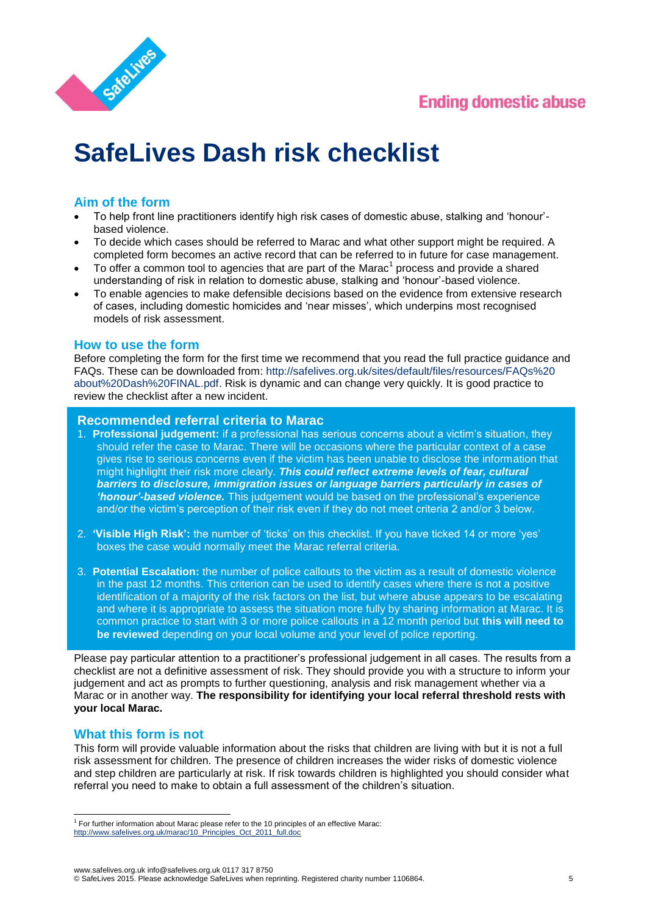Ending domestic abuse

# SafeLives Dash risk checklist

## Aim of the form

- To help front line practitioners identify high risk cases of domestic abuse, stalking and 'honour'-based violence.
- To decide which cases should be referred to Marac and what other support might be required. A completed form becomes an active record that can be referred to in future for case management.
- To offer a common tool to agencies that are part of the Marac[1] process and provide a shared understanding of risk in relation to domestic abuse, stalking and 'honour'-based violence.
- To enable agencies to make defensible decisions based on the evidence from extensive research of cases, including domestic homicides and 'near misses', which underpins most recognised models of risk assessment.

## How to use the form

Before completing the form for the first time we recommend that you read the full practice guidance and FAQs. These can be downloaded from: http://safelives.org.uk/sites/default/files/resources/FAQs%20about%20Dash%20FINAL.pdf. Risk is dynamic and can change very quickly. It is good practice to review the checklist after a new incident.

### Recommended referral criteria to Marac

1. **Professional judgement:** if a professional has serious concerns about a victim's situation, they should refer the case to Marac. There will be occasions where the particular context of a case gives rise to serious concerns even if the victim has been unable to disclose the information that might highlight their risk more clearly. ***This could reflect extreme levels of fear, cultural barriers to disclosure, immigration issues or language barriers particularly in cases of 'honour'-based violence.*** This judgement would be based on the professional's experience and/or the victim's perception of their risk even if they do not meet criteria 2 and/or 3 below.

2. **'Visible High Risk':** the number of 'ticks' on this checklist. If you have ticked 14 or more 'yes' boxes the case would normally meet the Marac referral criteria.

3. **Potential Escalation:** the number of police callouts to the victim as a result of domestic violence in the past 12 months. This criterion can be used to identify cases where there is not a positive identification of a majority of the risk factors on the list, but where abuse appears to be escalating and where it is appropriate to assess the situation more fully by sharing information at Marac. It is common practice to start with 3 or more police callouts in a 12 month period but **this will need to be reviewed** depending on your local volume and your level of police reporting.

Please pay particular attention to a practitioner's professional judgement in all cases. The results from a checklist are not a definitive assessment of risk. They should provide you with a structure to inform your judgement and act as prompts to further questioning, analysis and risk management whether via a Marac or in another way. **The responsibility for identifying your local referral threshold rests with your local Marac.**

## What this form is not

This form will provide valuable information about the risks that children are living with but it is not a full risk assessment for children. The presence of children increases the wider risks of domestic violence and step children are particularly at risk. If risk towards children is highlighted you should consider what referral you need to make to obtain a full assessment of the children's situation.

[1] For further information about Marac please refer to the 10 principles of an effective Marac: http://www.safelives.org.uk/marac/10_Principles_Oct_2011_full.doc

www.safelives.org.uk info@safelives.org.uk 0117 317 8750
© SafeLives 2015. Please acknowledge SafeLives when reprinting. Registered charity number 1106864.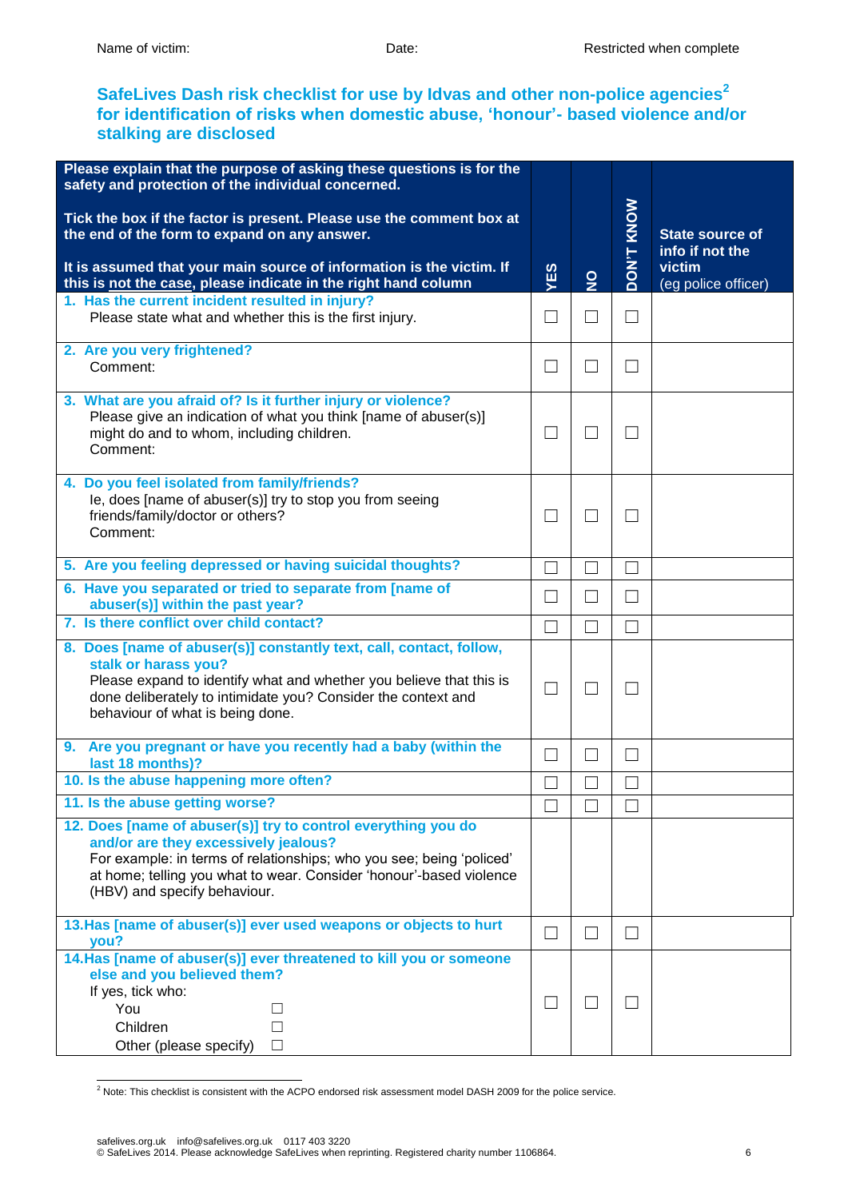Name of victim: Date: Restricted when complete

## SafeLives Dash risk checklist for use by Idvas and other non-police agencies[2] for identification of risks when domestic abuse, 'honour'- based violence and/or stalking are disclosed

| Please explain that the purpose of asking these questions is for the safety and protection of the individual concerned.<br><br>Tick the box if the factor is present. Please use the comment box at the end of the form to expand on any answer.<br><br>It is assumed that your main source of information is the victim. If this is not the case, please indicate in the right hand column | YES | NO | DON'T KNOW | State source of info if not the victim (eg police officer) |
|---|---|---|---|---|
| **1. Has the current incident resulted in injury?**<br>Please state what and whether this is the first injury. | ☐ | ☐ | ☐ | |
| **2. Are you very frightened?**<br>Comment: | ☐ | ☐ | ☐ | |
| **3. What are you afraid of? Is it further injury or violence?**<br>Please give an indication of what you think [name of abuser(s)] might do and to whom, including children.<br>Comment: | ☐ | ☐ | ☐ | |
| **4. Do you feel isolated from family/friends?**<br>Ie, does [name of abuser(s)] try to stop you from seeing friends/family/doctor or others?<br>Comment: | ☐ | ☐ | ☐ | |
| **5. Are you feeling depressed or having suicidal thoughts?** | ☐ | ☐ | ☐ | |
| **6. Have you separated or tried to separate from [name of abuser(s)] within the past year?** | ☐ | ☐ | ☐ | |
| **7. Is there conflict over child contact?** | ☐ | ☐ | ☐ | |
| **8. Does [name of abuser(s)] constantly text, call, contact, follow, stalk or harass you?**<br>Please expand to identify what and whether you believe that this is done deliberately to intimidate you? Consider the context and behaviour of what is being done. | ☐ | ☐ | ☐ | |
| **9. Are you pregnant or have you recently had a baby (within the last 18 months)?** | ☐ | ☐ | ☐ | |
| **10. Is the abuse happening more often?** | ☐ | ☐ | ☐ | |
| **11. Is the abuse getting worse?** | ☐ | ☐ | ☐ | |
| **12. Does [name of abuser(s)] try to control everything you do and/or are they excessively jealous?**<br>For example: in terms of relationships; who you see; being 'policed' at home; telling you what to wear. Consider 'honour'-based violence (HBV) and specify behaviour. | | | | |
| **13. Has [name of abuser(s)] ever used weapons or objects to hurt you?** | ☐ | ☐ | ☐ | |
| **14. Has [name of abuser(s)] ever threatened to kill you or someone else and you believed them?**<br>If yes, tick who:<br>You ☐<br>Children ☐<br>Other (please specify) ☐ | ☐ | ☐ | ☐ | |

[2] Note: This checklist is consistent with the ACPO endorsed risk assessment model DASH 2009 for the police service.

safelives.org.uk info@safelives.org.uk 0117 403 3220
© SafeLives 2014. Please acknowledge SafeLives when reprinting. Registered charity number 1106864.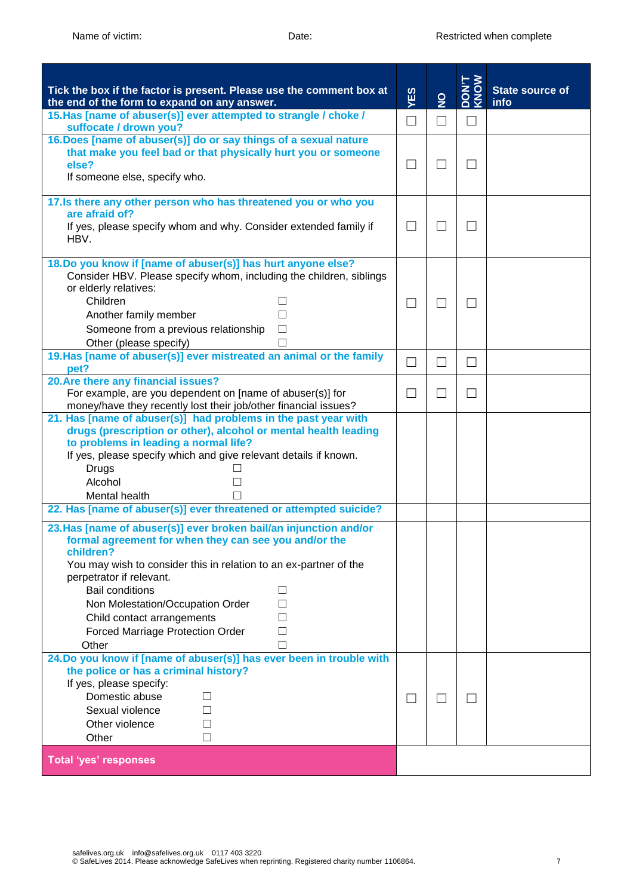Name of victim: Date: Restricted when complete

| Tick the box if the factor is present. Please use the comment box at the end of the form to expand on any answer. | YES | NO | DON'T KNOW | State source of info |
|---|---|---|---|---|
| **15.Has [name of abuser(s)] ever attempted to strangle / choke / suffocate / drown you?** | ☐ | ☐ | ☐ | |
| **16.Does [name of abuser(s)] do or say things of a sexual nature that make you feel bad or that physically hurt you or someone else?**<br>If someone else, specify who. | ☐ | ☐ | ☐ | |
| **17.Is there any other person who has threatened you or who you are afraid of?**<br>If yes, please specify whom and why. Consider extended family if HBV. | ☐ | ☐ | ☐ | |
| **18.Do you know if [name of abuser(s)] has hurt anyone else?**<br>Consider HBV. Please specify whom, including the children, siblings or elderly relatives:<br>Children ☐<br>Another family member ☐<br>Someone from a previous relationship ☐<br>Other (please specify) ☐ | ☐ | ☐ | ☐ | |
| **19.Has [name of abuser(s)] ever mistreated an animal or the family pet?** | ☐ | ☐ | ☐ | |
| **20.Are there any financial issues?**<br>For example, are you dependent on [name of abuser(s)] for money/have they recently lost their job/other financial issues? | ☐ | ☐ | ☐ | |
| **21. Has [name of abuser(s)] had problems in the past year with drugs (prescription or other), alcohol or mental health leading to problems in leading a normal life?**<br>If yes, please specify which and give relevant details if known.<br>Drugs ☐<br>Alcohol ☐<br>Mental health ☐ | | | | |
| **22. Has [name of abuser(s)] ever threatened or attempted suicide?** | | | | |
| **23.Has [name of abuser(s)] ever broken bail/an injunction and/or formal agreement for when they can see you and/or the children?**<br>You may wish to consider this in relation to an ex-partner of the perpetrator if relevant.<br>Bail conditions ☐<br>Non Molestation/Occupation Order ☐<br>Child contact arrangements ☐<br>Forced Marriage Protection Order ☐<br>Other ☐ | | | | |
| **24.Do you know if [name of abuser(s)] has ever been in trouble with the police or has a criminal history?**<br>If yes, please specify:<br>Domestic abuse ☐<br>Sexual violence ☐<br>Other violence ☐<br>Other ☐ | ☐ | ☐ | ☐ | |
| **Total 'yes' responses** | | | | |

safelives.org.uk info@safelives.org.uk 0117 403 3220
© SafeLives 2014. Please acknowledge SafeLives when reprinting. Registered charity number 1106864.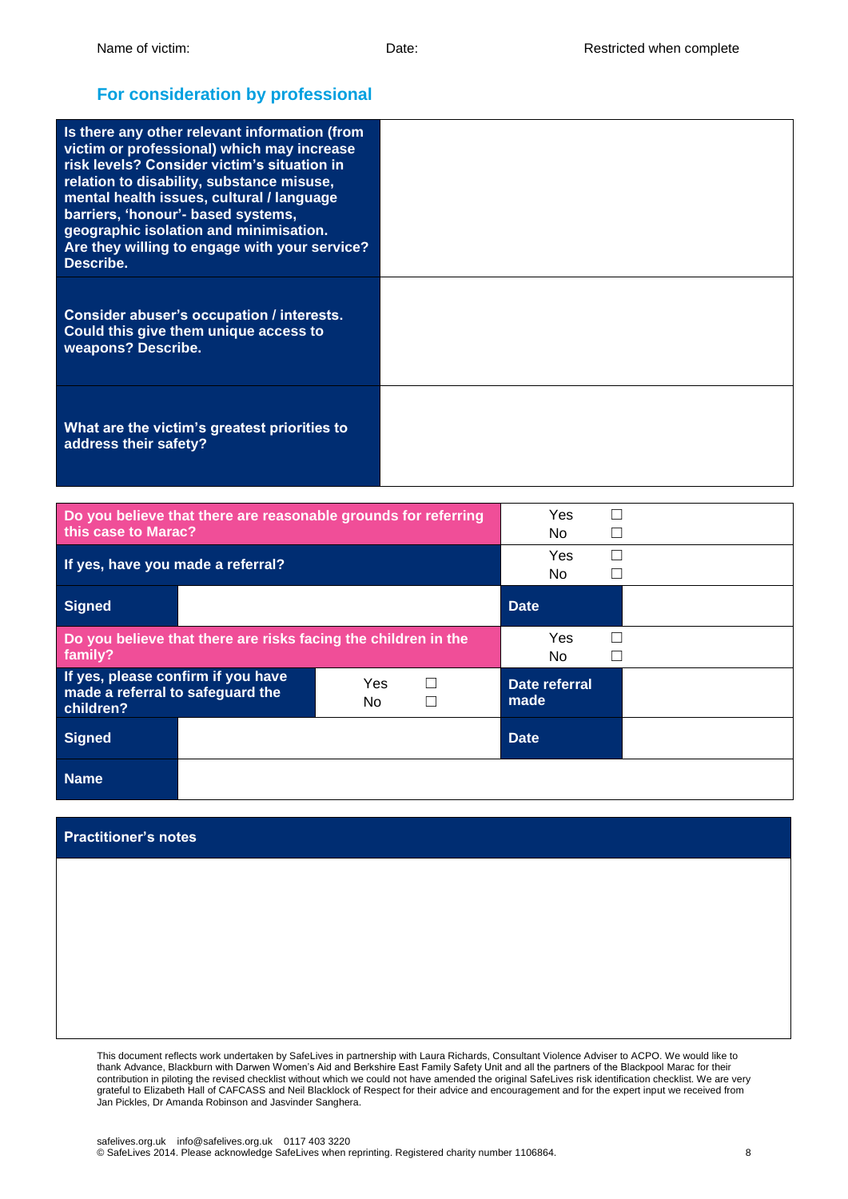Name of victim: Date: Restricted when complete

## For consideration by professional

| | |
|---|---|
| **Is there any other relevant information (from victim or professional) which may increase risk levels? Consider victim's situation in relation to disability, substance misuse, mental health issues, cultural / language barriers, 'honour'- based systems, geographic isolation and minimisation. Are they willing to engage with your service? Describe.** | |
| **Consider abuser's occupation / interests. Could this give them unique access to weapons? Describe.** | |
| **What are the victim's greatest priorities to address their safety?** | |

| | | | |
|---|---|---|---|
| **Do you believe that there are reasonable grounds for referring this case to Marac?** | | Yes ☐ No ☐ | |
| **If yes, have you made a referral?** | | Yes ☐ No ☐ | |
| **Signed** | | **Date** | |
| **Do you believe that there are risks facing the children in the family?** | | Yes ☐ No ☐ | |
| **If yes, please confirm if you have made a referral to safeguard the children?** | Yes ☐ No ☐ | **Date referral made** | |
| **Signed** | | **Date** | |
| **Name** | | | |

| **Practitioner's notes** |
|---|
| |

This document reflects work undertaken by SafeLives in partnership with Laura Richards, Consultant Violence Adviser to ACPO. We would like to thank Advance, Blackburn with Darwen Women's Aid and Berkshire East Family Safety Unit and all the partners of the Blackpool Marac for their contribution in piloting the revised checklist without which we could not have amended the original SafeLives risk identification checklist. We are very grateful to Elizabeth Hall of CAFCASS and Neil Blacklock of Respect for their advice and encouragement and for the expert input we received from Jan Pickles, Dr Amanda Robinson and Jasvinder Sanghera.

safelives.org.uk info@safelives.org.uk 0117 403 3220
© SafeLives 2014. Please acknowledge SafeLives when reprinting. Registered charity number 1106864.